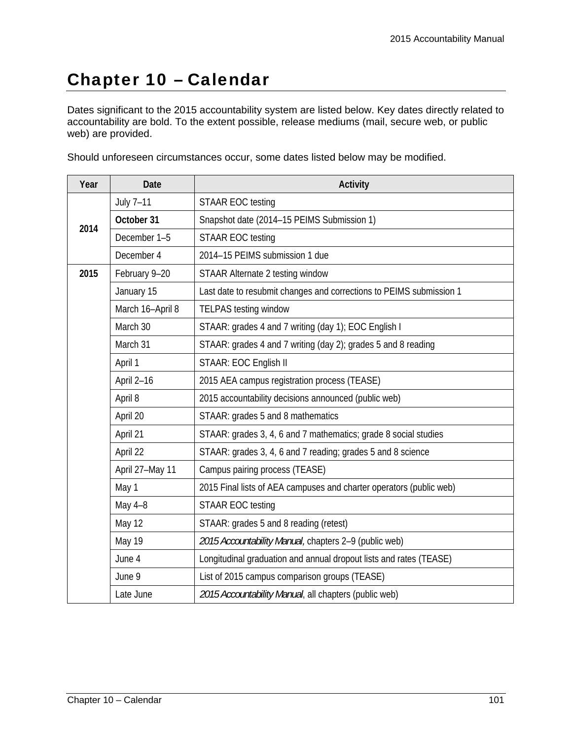# Chapter 10 – Calendar

Dates significant to the 2015 accountability system are listed below. Key dates directly related to accountability are bold. To the extent possible, release mediums (mail, secure web, or public web) are provided.

Should unforeseen circumstances occur, some dates listed below may be modified.

| Year | Date | Activity |
|---|---|---|
| 2014 | July 7–11 | STAAR EOC testing |
| | **October 31** | Snapshot date (2014–15 PEIMS Submission 1) |
| | December 1–5 | STAAR EOC testing |
| | December 4 | 2014–15 PEIMS submission 1 due |
| 2015 | February 9–20 | STAAR Alternate 2 testing window |
| | January 15 | Last date to resubmit changes and corrections to PEIMS submission 1 |
| | March 16–April 8 | TELPAS testing window |
| | March 30 | STAAR: grades 4 and 7 writing (day 1); EOC English I |
| | March 31 | STAAR: grades 4 and 7 writing (day 2); grades 5 and 8 reading |
| | April 1 | STAAR: EOC English II |
| | April 2–16 | 2015 AEA campus registration process (TEASE) |
| | April 8 | 2015 accountability decisions announced (public web) |
| | April 20 | STAAR: grades 5 and 8 mathematics |
| | April 21 | STAAR: grades 3, 4, 6 and 7 mathematics; grade 8 social studies |
| | April 22 | STAAR: grades 3, 4, 6 and 7 reading; grades 5 and 8 science |
| | April 27–May 11 | Campus pairing process (TEASE) |
| | May 1 | 2015 Final lists of AEA campuses and charter operators (public web) |
| | May 4–8 | STAAR EOC testing |
| | May 12 | STAAR: grades 5 and 8 reading (retest) |
| | May 19 | *2015 Accountability Manual,* chapters 2–9 (public web) |
| | June 4 | Longitudinal graduation and annual dropout lists and rates (TEASE) |
| | June 9 | List of 2015 campus comparison groups (TEASE) |
| | Late June | *2015 Accountability Manual*, all chapters (public web) |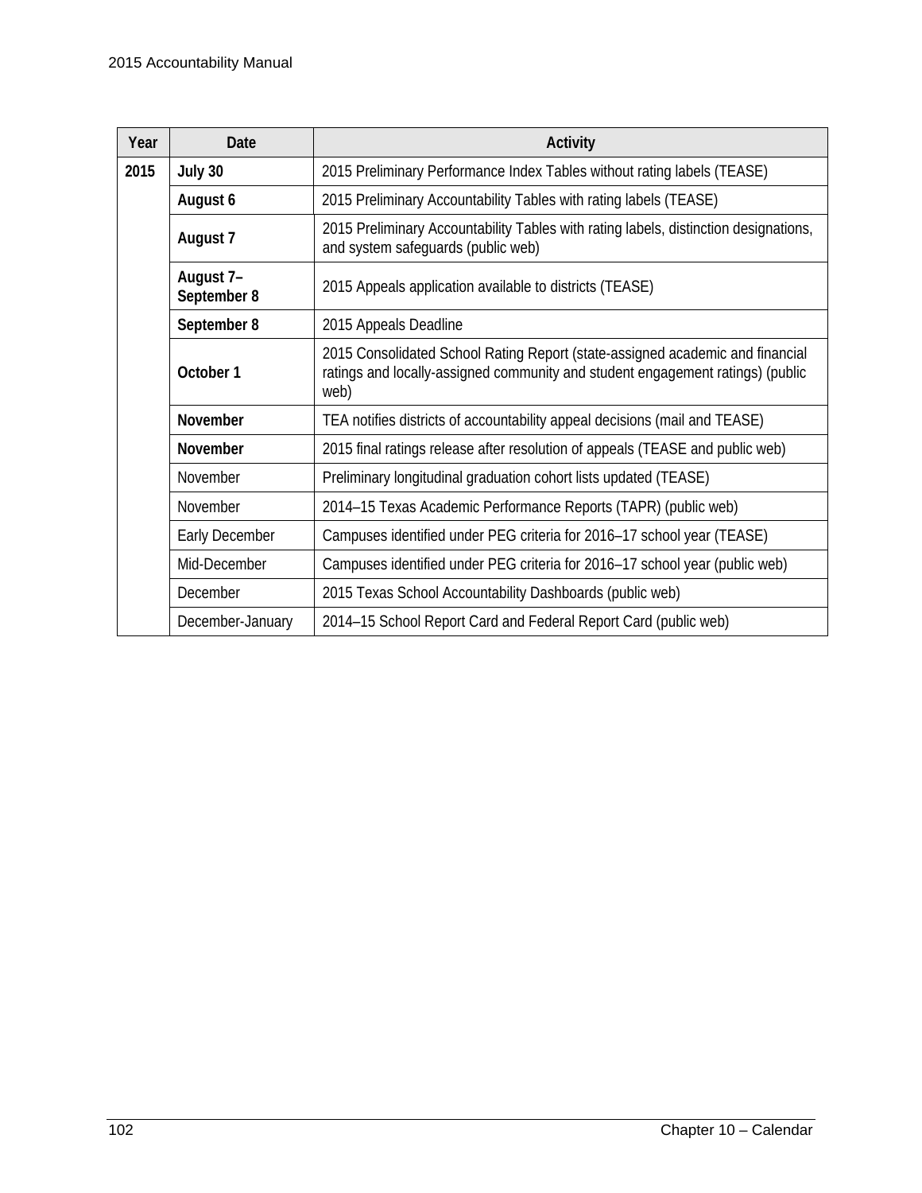| Year | Date | Activity |
|---|---|---|
| **2015** | **July 30** | 2015 Preliminary Performance Index Tables without rating labels (TEASE) |
| | **August 6** | 2015 Preliminary Accountability Tables with rating labels (TEASE) |
| | **August 7** | 2015 Preliminary Accountability Tables with rating labels, distinction designations, and system safeguards (public web) |
| | **August 7–September 8** | 2015 Appeals application available to districts (TEASE) |
| | **September 8** | 2015 Appeals Deadline |
| | **October 1** | 2015 Consolidated School Rating Report (state-assigned academic and financial ratings and locally-assigned community and student engagement ratings) (public web) |
| | **November** | TEA notifies districts of accountability appeal decisions (mail and TEASE) |
| | **November** | 2015 final ratings release after resolution of appeals (TEASE and public web) |
| | November | Preliminary longitudinal graduation cohort lists updated (TEASE) |
| | November | 2014–15 Texas Academic Performance Reports (TAPR) (public web) |
| | Early December | Campuses identified under PEG criteria for 2016–17 school year (TEASE) |
| | Mid-December | Campuses identified under PEG criteria for 2016–17 school year (public web) |
| | December | 2015 Texas School Accountability Dashboards (public web) |
| | December-January | 2014–15 School Report Card and Federal Report Card (public web) |